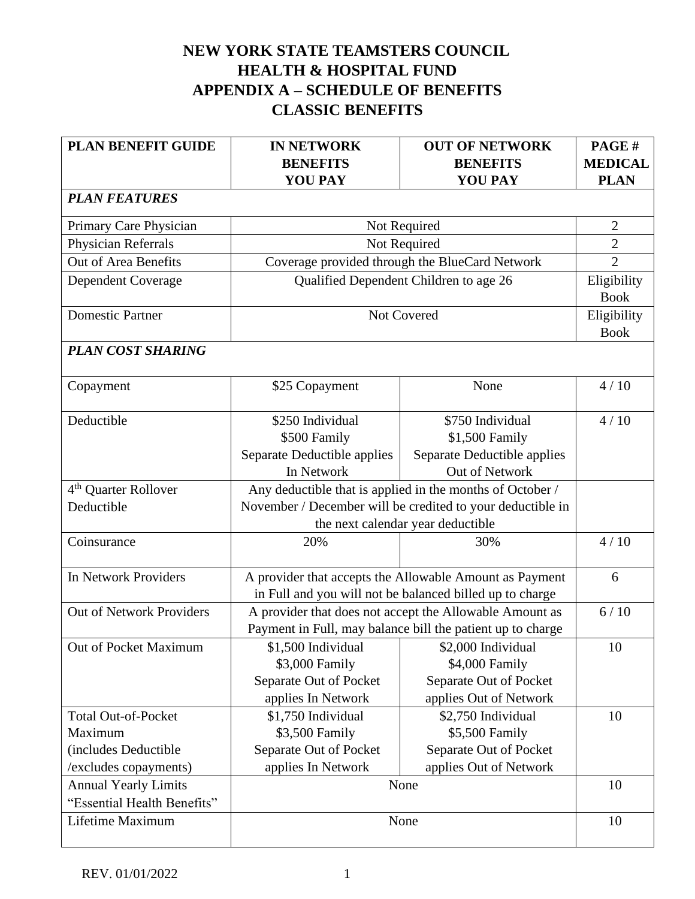# NEW YORK STATE TEAMSTERS COUNCIL
# HEALTH & HOSPITAL FUND
# APPENDIX A – SCHEDULE OF BENEFITS
# CLASSIC BENEFITS

| PLAN BENEFIT GUIDE | IN NETWORK BENEFITS YOU PAY | OUT OF NETWORK BENEFITS YOU PAY | PAGE # MEDICAL PLAN |
|---|---|---|---|
| ***PLAN FEATURES*** | | | |
| Primary Care Physician | Not Required | | 2 |
| Physician Referrals | Not Required | | 2 |
| Out of Area Benefits | Coverage provided through the BlueCard Network | | 2 |
| Dependent Coverage | Qualified Dependent Children to age 26 | | Eligibility Book |
| Domestic Partner | Not Covered | | Eligibility Book |
| ***PLAN COST SHARING*** | | | |
| Copayment | $25 Copayment | None | 4 / 10 |
| Deductible | $250 Individual<br>$500 Family<br>Separate Deductible applies In Network | $750 Individual<br>$1,500 Family<br>Separate Deductible applies Out of Network | 4 / 10 |
| 4th Quarter Rollover Deductible | Any deductible that is applied in the months of October / November / December will be credited to your deductible in the next calendar year deductible | | |
| Coinsurance | 20% | 30% | 4 / 10 |
| In Network Providers | A provider that accepts the Allowable Amount as Payment in Full and you will not be balanced billed up to charge | | 6 |
| Out of Network Providers | A provider that does not accept the Allowable Amount as Payment in Full, may balance bill the patient up to charge | | 6 / 10 |
| Out of Pocket Maximum | $1,500 Individual<br>$3,000 Family<br>Separate Out of Pocket applies In Network | $2,000 Individual<br>$4,000 Family<br>Separate Out of Pocket applies Out of Network | 10 |
| Total Out-of-Pocket Maximum (includes Deductible /excludes copayments) | $1,750 Individual<br>$3,500 Family<br>Separate Out of Pocket applies In Network | $2,750 Individual<br>$5,500 Family<br>Separate Out of Pocket applies Out of Network | 10 |
| Annual Yearly Limits "Essential Health Benefits" | None | | 10 |
| Lifetime Maximum | None | | 10 |

REV. 01/01/2022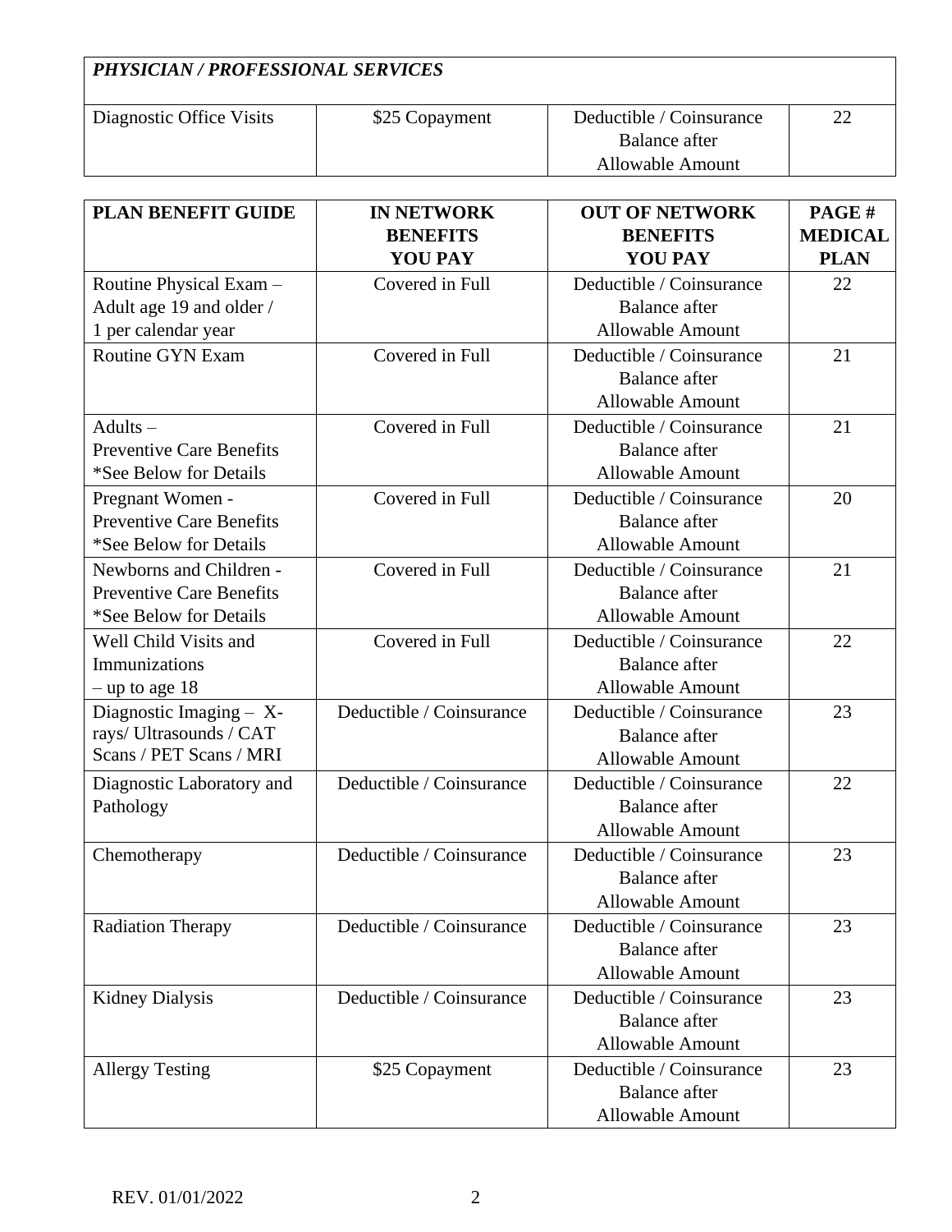| *PHYSICIAN / PROFESSIONAL SERVICES* | | | |
|---|---|---|---|
| Diagnostic Office Visits | \$25 Copayment | Deductible / Coinsurance Balance after Allowable Amount | 22 |

| PLAN BENEFIT GUIDE | IN NETWORK BENEFITS YOU PAY | OUT OF NETWORK BENEFITS YOU PAY | PAGE # MEDICAL PLAN |
|---|---|---|---|
| Routine Physical Exam – Adult age 19 and older / 1 per calendar year | Covered in Full | Deductible / Coinsurance Balance after Allowable Amount | 22 |
| Routine GYN Exam | Covered in Full | Deductible / Coinsurance Balance after Allowable Amount | 21 |
| Adults – Preventive Care Benefits *See Below for Details | Covered in Full | Deductible / Coinsurance Balance after Allowable Amount | 21 |
| Pregnant Women - Preventive Care Benefits *See Below for Details | Covered in Full | Deductible / Coinsurance Balance after Allowable Amount | 20 |
| Newborns and Children - Preventive Care Benefits *See Below for Details | Covered in Full | Deductible / Coinsurance Balance after Allowable Amount | 21 |
| Well Child Visits and Immunizations – up to age 18 | Covered in Full | Deductible / Coinsurance Balance after Allowable Amount | 22 |
| Diagnostic Imaging – X-rays/ Ultrasounds / CAT Scans / PET Scans / MRI | Deductible / Coinsurance | Deductible / Coinsurance Balance after Allowable Amount | 23 |
| Diagnostic Laboratory and Pathology | Deductible / Coinsurance | Deductible / Coinsurance Balance after Allowable Amount | 22 |
| Chemotherapy | Deductible / Coinsurance | Deductible / Coinsurance Balance after Allowable Amount | 23 |
| Radiation Therapy | Deductible / Coinsurance | Deductible / Coinsurance Balance after Allowable Amount | 23 |
| Kidney Dialysis | Deductible / Coinsurance | Deductible / Coinsurance Balance after Allowable Amount | 23 |
| Allergy Testing | \$25 Copayment | Deductible / Coinsurance Balance after Allowable Amount | 23 |

REV. 01/01/2022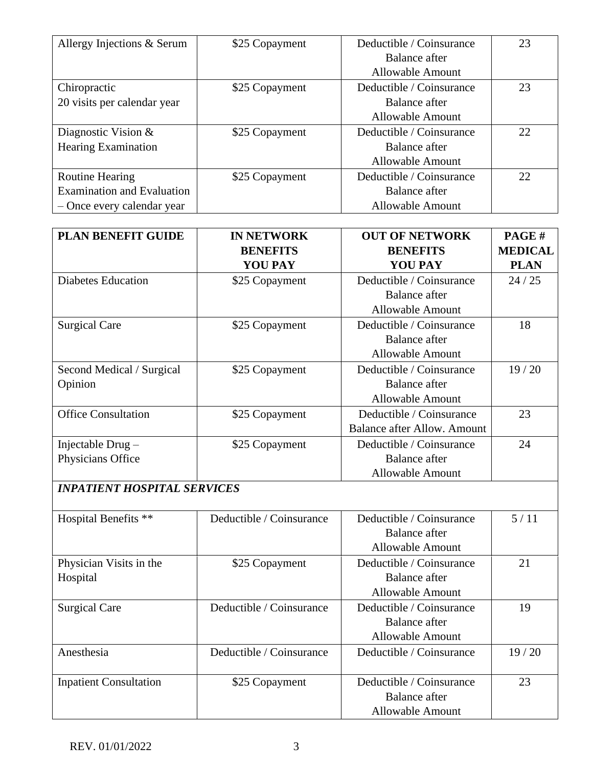| | | | |
|---|---|---|---|
| Allergy Injections & Serum | $25 Copayment | Deductible / Coinsurance Balance after Allowable Amount | 23 |
| Chiropractic 20 visits per calendar year | $25 Copayment | Deductible / Coinsurance Balance after Allowable Amount | 23 |
| Diagnostic Vision & Hearing Examination | $25 Copayment | Deductible / Coinsurance Balance after Allowable Amount | 22 |
| Routine Hearing Examination and Evaluation – Once every calendar year | $25 Copayment | Deductible / Coinsurance Balance after Allowable Amount | 22 |

| PLAN BENEFIT GUIDE | IN NETWORK BENEFITS YOU PAY | OUT OF NETWORK BENEFITS YOU PAY | PAGE # MEDICAL PLAN |
|---|---|---|---|
| Diabetes Education | $25 Copayment | Deductible / Coinsurance Balance after Allowable Amount | 24 / 25 |
| Surgical Care | $25 Copayment | Deductible / Coinsurance Balance after Allowable Amount | 18 |
| Second Medical / Surgical Opinion | $25 Copayment | Deductible / Coinsurance Balance after Allowable Amount | 19 / 20 |
| Office Consultation | $25 Copayment | Deductible / Coinsurance Balance after Allow. Amount | 23 |
| Injectable Drug – Physicians Office | $25 Copayment | Deductible / Coinsurance Balance after Allowable Amount | 24 |
| ***INPATIENT HOSPITAL SERVICES*** | | | |
| Hospital Benefits ** | Deductible / Coinsurance | Deductible / Coinsurance Balance after Allowable Amount | 5 / 11 |
| Physician Visits in the Hospital | $25 Copayment | Deductible / Coinsurance Balance after Allowable Amount | 21 |
| Surgical Care | Deductible / Coinsurance | Deductible / Coinsurance Balance after Allowable Amount | 19 |
| Anesthesia | Deductible / Coinsurance | Deductible / Coinsurance | 19 / 20 |
| Inpatient Consultation | $25 Copayment | Deductible / Coinsurance Balance after Allowable Amount | 23 |

REV. 01/01/2022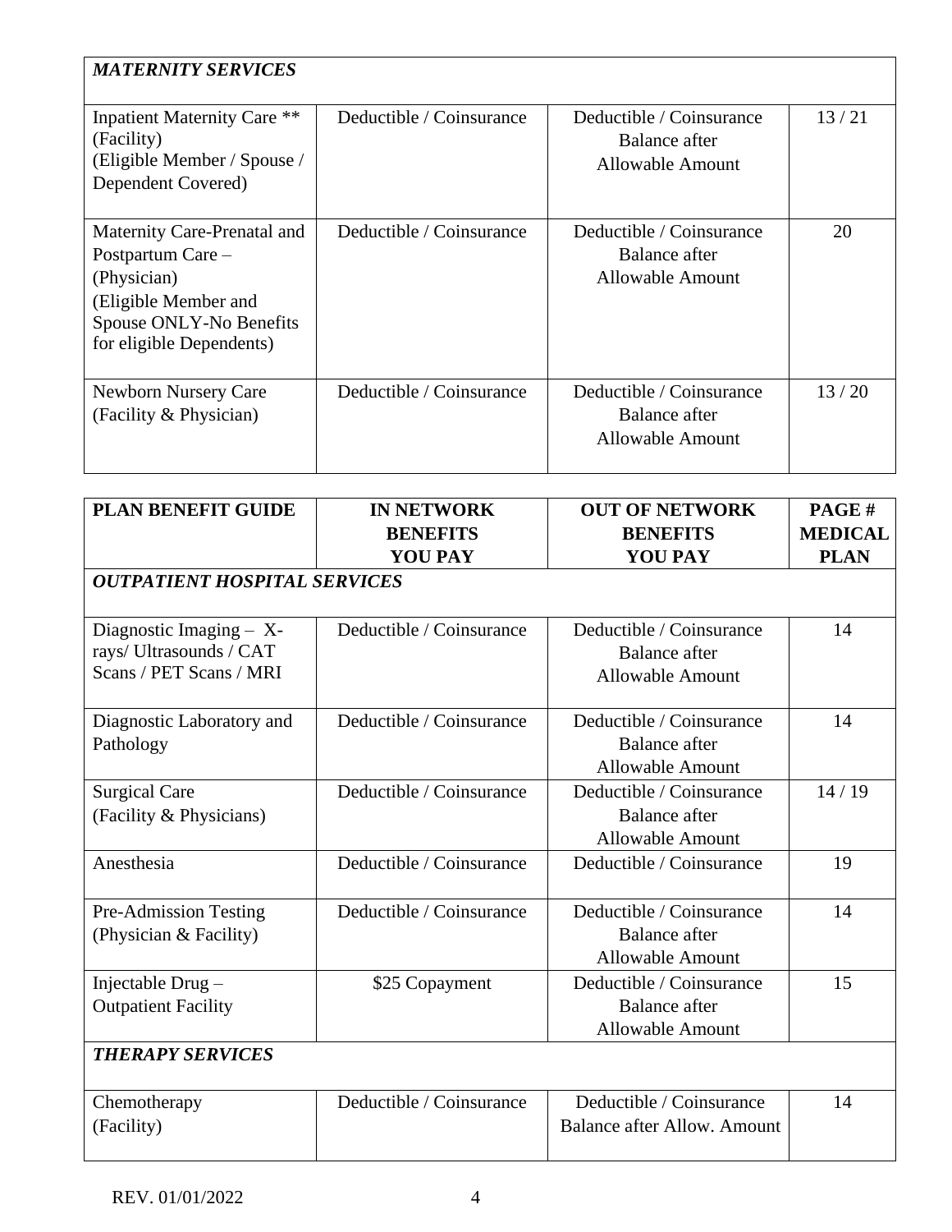| *MATERNITY SERVICES* | | | |
|---|---|---|---|
| Inpatient Maternity Care ** (Facility) (Eligible Member / Spouse / Dependent Covered) | Deductible / Coinsurance | Deductible / Coinsurance Balance after Allowable Amount | 13 / 21 |
| Maternity Care-Prenatal and Postpartum Care – (Physician) (Eligible Member and Spouse ONLY-No Benefits for eligible Dependents) | Deductible / Coinsurance | Deductible / Coinsurance Balance after Allowable Amount | 20 |
| Newborn Nursery Care (Facility & Physician) | Deductible / Coinsurance | Deductible / Coinsurance Balance after Allowable Amount | 13 / 20 |

| PLAN BENEFIT GUIDE | IN NETWORK BENEFITS YOU PAY | OUT OF NETWORK BENEFITS YOU PAY | PAGE # MEDICAL PLAN |
|---|---|---|---|
| *OUTPATIENT HOSPITAL SERVICES* | | | |
| Diagnostic Imaging – X-rays/ Ultrasounds / CAT Scans / PET Scans / MRI | Deductible / Coinsurance | Deductible / Coinsurance Balance after Allowable Amount | 14 |
| Diagnostic Laboratory and Pathology | Deductible / Coinsurance | Deductible / Coinsurance Balance after Allowable Amount | 14 |
| Surgical Care (Facility & Physicians) | Deductible / Coinsurance | Deductible / Coinsurance Balance after Allowable Amount | 14 / 19 |
| Anesthesia | Deductible / Coinsurance | Deductible / Coinsurance | 19 |
| Pre-Admission Testing (Physician & Facility) | Deductible / Coinsurance | Deductible / Coinsurance Balance after Allowable Amount | 14 |
| Injectable Drug – Outpatient Facility | $25 Copayment | Deductible / Coinsurance Balance after Allowable Amount | 15 |
| *THERAPY SERVICES* | | | |
| Chemotherapy (Facility) | Deductible / Coinsurance | Deductible / Coinsurance Balance after Allow. Amount | 14 |

REV. 01/01/2022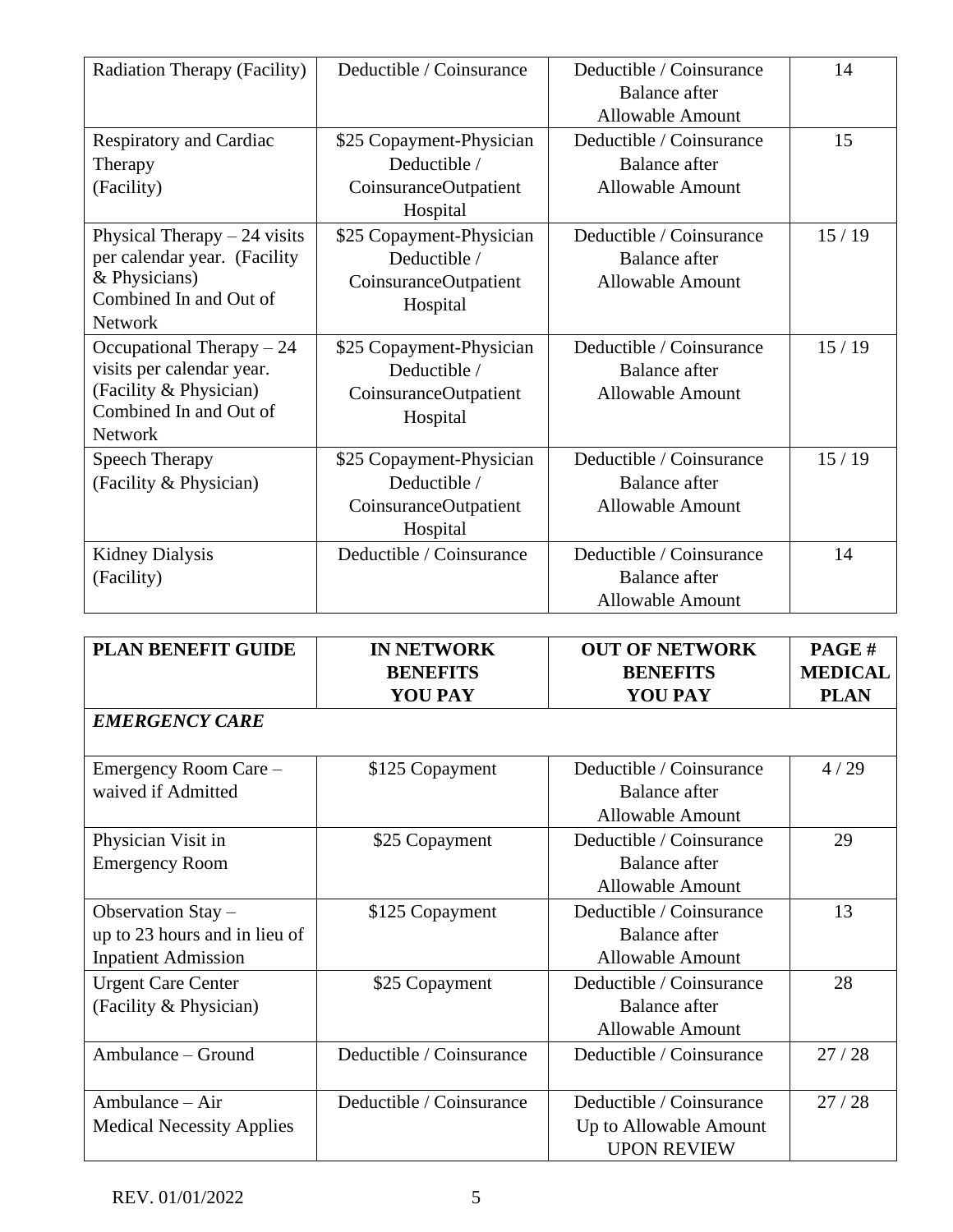| | | | |
|---|---|---|---|
| Radiation Therapy (Facility) | Deductible / Coinsurance | Deductible / Coinsurance Balance after Allowable Amount | 14 |
| Respiratory and Cardiac Therapy (Facility) | $25 Copayment-Physician Deductible / CoinsuranceOutpatient Hospital | Deductible / Coinsurance Balance after Allowable Amount | 15 |
| Physical Therapy – 24 visits per calendar year. (Facility & Physicians) Combined In and Out of Network | $25 Copayment-Physician Deductible / CoinsuranceOutpatient Hospital | Deductible / Coinsurance Balance after Allowable Amount | 15 / 19 |
| Occupational Therapy – 24 visits per calendar year. (Facility & Physician) Combined In and Out of Network | $25 Copayment-Physician Deductible / CoinsuranceOutpatient Hospital | Deductible / Coinsurance Balance after Allowable Amount | 15 / 19 |
| Speech Therapy (Facility & Physician) | $25 Copayment-Physician Deductible / CoinsuranceOutpatient Hospital | Deductible / Coinsurance Balance after Allowable Amount | 15 / 19 |
| Kidney Dialysis (Facility) | Deductible / Coinsurance | Deductible / Coinsurance Balance after Allowable Amount | 14 |

| PLAN BENEFIT GUIDE | IN NETWORK BENEFITS YOU PAY | OUT OF NETWORK BENEFITS YOU PAY | PAGE # MEDICAL PLAN |
|---|---|---|---|
| ***EMERGENCY CARE*** | | | |
| Emergency Room Care – waived if Admitted | $125 Copayment | Deductible / Coinsurance Balance after Allowable Amount | 4 / 29 |
| Physician Visit in Emergency Room | $25 Copayment | Deductible / Coinsurance Balance after Allowable Amount | 29 |
| Observation Stay – up to 23 hours and in lieu of Inpatient Admission | $125 Copayment | Deductible / Coinsurance Balance after Allowable Amount | 13 |
| Urgent Care Center (Facility & Physician) | $25 Copayment | Deductible / Coinsurance Balance after Allowable Amount | 28 |
| Ambulance – Ground | Deductible / Coinsurance | Deductible / Coinsurance | 27 / 28 |
| Ambulance – Air Medical Necessity Applies | Deductible / Coinsurance | Deductible / Coinsurance Up to Allowable Amount UPON REVIEW | 27 / 28 |

REV. 01/01/2022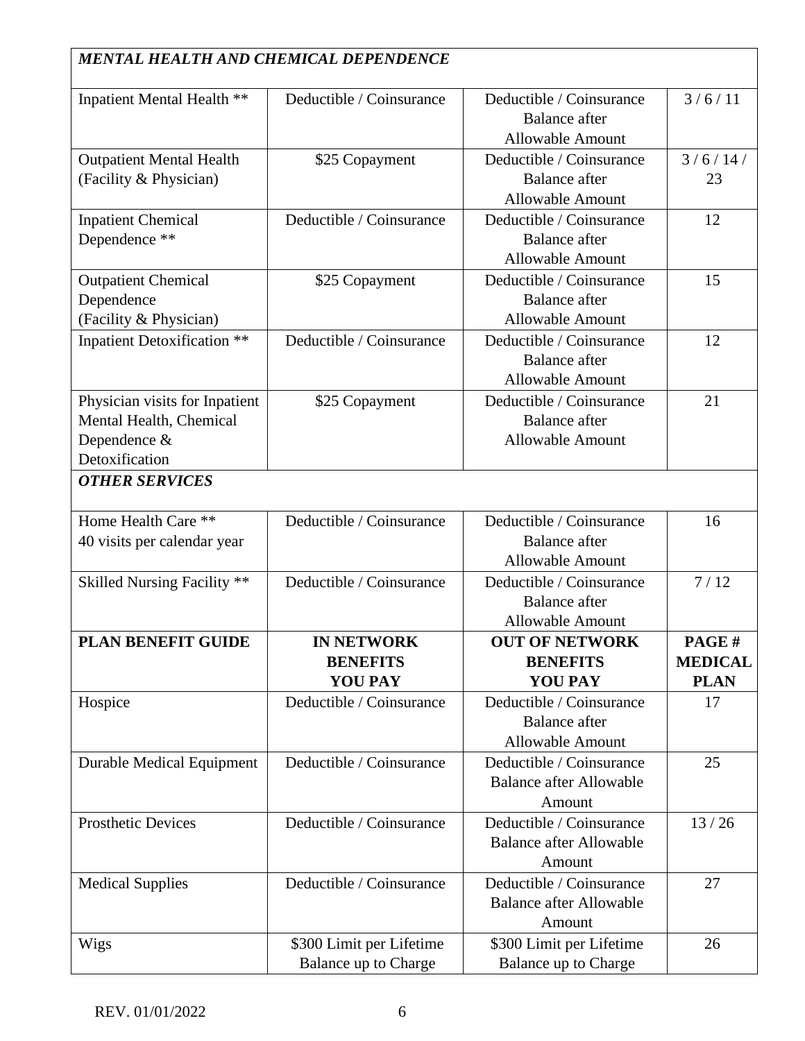| *MENTAL HEALTH AND CHEMICAL DEPENDENCE* | | | |
|---|---|---|---|
| Inpatient Mental Health ** | Deductible / Coinsurance | Deductible / Coinsurance Balance after Allowable Amount | 3 / 6 / 11 |
| Outpatient Mental Health (Facility & Physician) | $25 Copayment | Deductible / Coinsurance Balance after Allowable Amount | 3 / 6 / 14 / 23 |
| Inpatient Chemical Dependence ** | Deductible / Coinsurance | Deductible / Coinsurance Balance after Allowable Amount | 12 |
| Outpatient Chemical Dependence (Facility & Physician) | $25 Copayment | Deductible / Coinsurance Balance after Allowable Amount | 15 |
| Inpatient Detoxification ** | Deductible / Coinsurance | Deductible / Coinsurance Balance after Allowable Amount | 12 |
| Physician visits for Inpatient Mental Health, Chemical Dependence & Detoxification | $25 Copayment | Deductible / Coinsurance Balance after Allowable Amount | 21 |
| *OTHER SERVICES* | | | |
| Home Health Care ** 40 visits per calendar year | Deductible / Coinsurance | Deductible / Coinsurance Balance after Allowable Amount | 16 |
| Skilled Nursing Facility ** | Deductible / Coinsurance | Deductible / Coinsurance Balance after Allowable Amount | 7 / 12 |
| **PLAN BENEFIT GUIDE** | **IN NETWORK BENEFITS YOU PAY** | **OUT OF NETWORK BENEFITS YOU PAY** | **PAGE # MEDICAL PLAN** |
| Hospice | Deductible / Coinsurance | Deductible / Coinsurance Balance after Allowable Amount | 17 |
| Durable Medical Equipment | Deductible / Coinsurance | Deductible / Coinsurance Balance after Allowable Amount | 25 |
| Prosthetic Devices | Deductible / Coinsurance | Deductible / Coinsurance Balance after Allowable Amount | 13 / 26 |
| Medical Supplies | Deductible / Coinsurance | Deductible / Coinsurance Balance after Allowable Amount | 27 |
| Wigs | $300 Limit per Lifetime Balance up to Charge | $300 Limit per Lifetime Balance up to Charge | 26 |

REV. 01/01/2022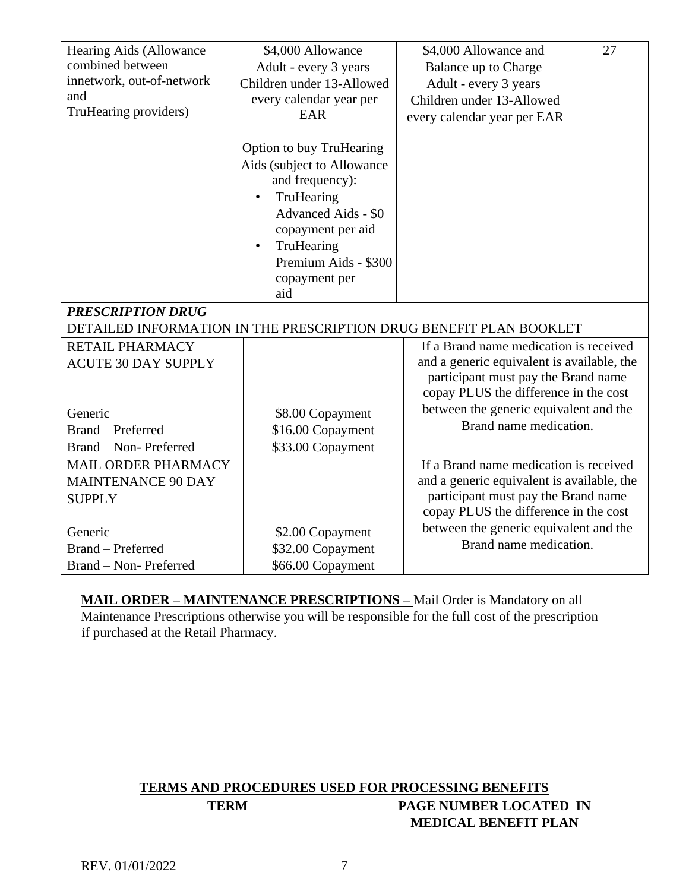| Hearing Aids (Allowance combined between innetwork, out-of-network and TruHearing providers) | $4,000 Allowance<br>Adult - every 3 years<br>Children under 13-Allowed every calendar year per EAR<br><br>Option to buy TruHearing Aids (subject to Allowance and frequency):<br>• TruHearing Advanced Aids - $0 copayment per aid<br>• TruHearing Premium Aids - $300 copayment per aid | $4,000 Allowance and Balance up to Charge<br>Adult - every 3 years<br>Children under 13-Allowed every calendar year per EAR | 27 |
|---|---|---|---|

***PRESCRIPTION DRUG***

DETAILED INFORMATION IN THE PRESCRIPTION DRUG BENEFIT PLAN BOOKLET

| | | |
|---|---|---|
| RETAIL PHARMACY<br>ACUTE 30 DAY SUPPLY<br><br>Generic<br>Brand – Preferred<br>Brand – Non- Preferred | <br><br><br>$8.00 Copayment<br>$16.00 Copayment<br>$33.00 Copayment | If a Brand name medication is received and a generic equivalent is available, the participant must pay the Brand name copay PLUS the difference in the cost between the generic equivalent and the Brand name medication. |
| MAIL ORDER PHARMACY<br>MAINTENANCE 90 DAY SUPPLY<br><br>Generic<br>Brand – Preferred<br>Brand – Non- Preferred | <br><br><br>$2.00 Copayment<br>$32.00 Copayment<br>$66.00 Copayment | If a Brand name medication is received and a generic equivalent is available, the participant must pay the Brand name copay PLUS the difference in the cost between the generic equivalent and the Brand name medication. |

**MAIL ORDER – MAINTENANCE PRESCRIPTIONS –** Mail Order is Mandatory on all Maintenance Prescriptions otherwise you will be responsible for the full cost of the prescription if purchased at the Retail Pharmacy.

## TERMS AND PROCEDURES USED FOR PROCESSING BENEFITS

| TERM | PAGE NUMBER LOCATED IN MEDICAL BENEFIT PLAN |
|---|---|

REV. 01/01/2022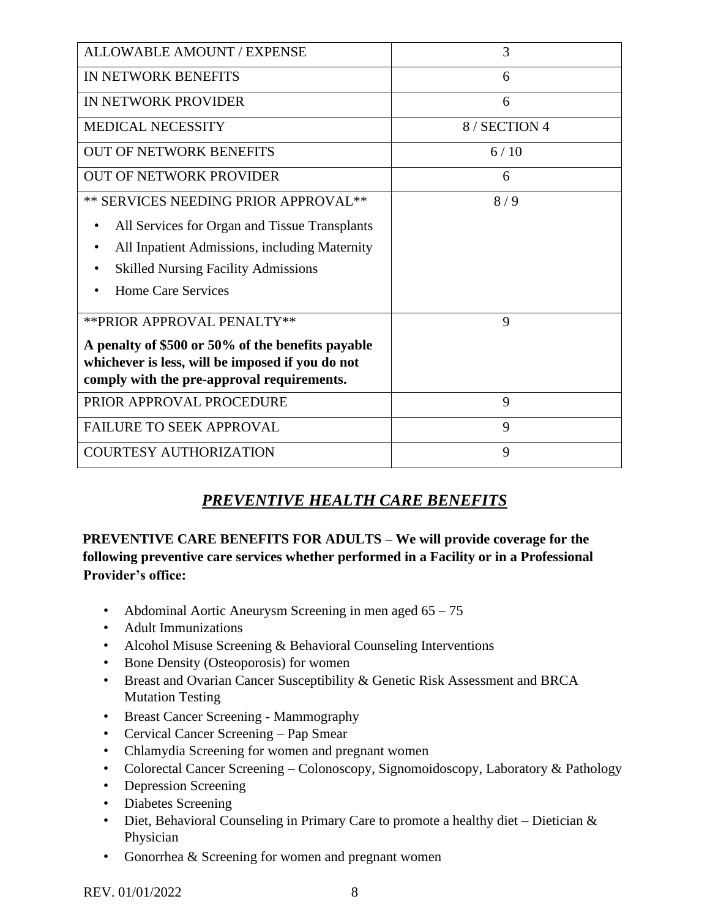| ALLOWABLE AMOUNT / EXPENSE | 3 |
|---|---|
| IN NETWORK BENEFITS | 6 |
| IN NETWORK PROVIDER | 6 |
| MEDICAL NECESSITY | 8 / SECTION 4 |
| OUT OF NETWORK BENEFITS | 6 / 10 |
| OUT OF NETWORK PROVIDER | 6 |
| ** SERVICES NEEDING PRIOR APPROVAL** <br> • All Services for Organ and Tissue Transplants <br> • All Inpatient Admissions, including Maternity <br> • Skilled Nursing Facility Admissions <br> • Home Care Services | 8 / 9 |
| **PRIOR APPROVAL PENALTY** <br> **A penalty of $500 or 50% of the benefits payable whichever is less, will be imposed if you do not comply with the pre-approval requirements.** | 9 |
| PRIOR APPROVAL PROCEDURE | 9 |
| FAILURE TO SEEK APPROVAL | 9 |
| COURTESY AUTHORIZATION | 9 |

## ***PREVENTIVE HEALTH CARE BENEFITS***

**PREVENTIVE CARE BENEFITS FOR ADULTS – We will provide coverage for the following preventive care services whether performed in a Facility or in a Professional Provider's office:**

- Abdominal Aortic Aneurysm Screening in men aged 65 – 75
- Adult Immunizations
- Alcohol Misuse Screening & Behavioral Counseling Interventions
- Bone Density (Osteoporosis) for women
- Breast and Ovarian Cancer Susceptibility & Genetic Risk Assessment and BRCA Mutation Testing
- Breast Cancer Screening - Mammography
- Cervical Cancer Screening – Pap Smear
- Chlamydia Screening for women and pregnant women
- Colorectal Cancer Screening – Colonoscopy, Signomoidoscopy, Laboratory & Pathology
- Depression Screening
- Diabetes Screening
- Diet, Behavioral Counseling in Primary Care to promote a healthy diet – Dietician & Physician
- Gonorrhea & Screening for women and pregnant women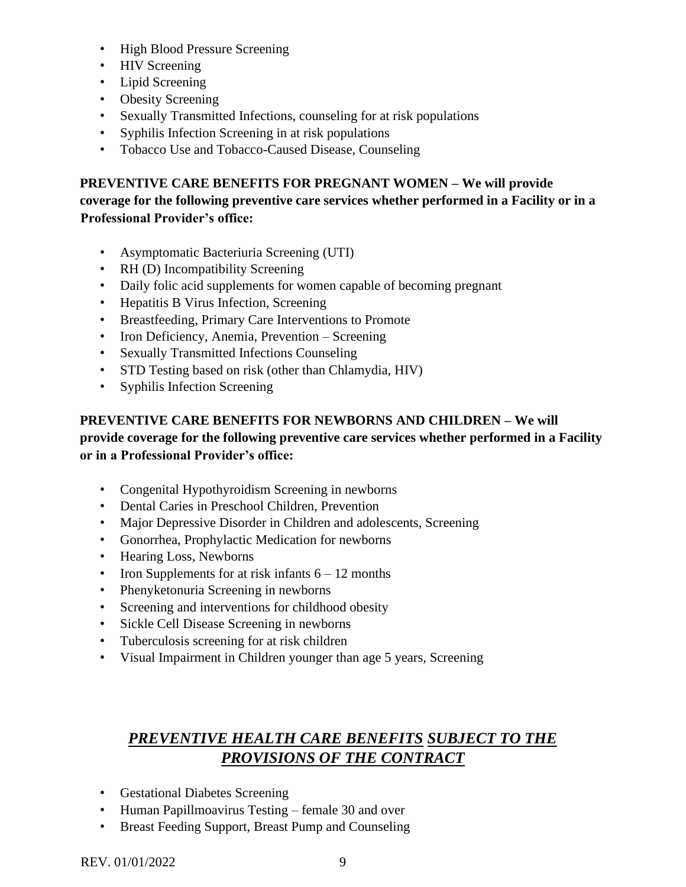- High Blood Pressure Screening
- HIV Screening
- Lipid Screening
- Obesity Screening
- Sexually Transmitted Infections, counseling for at risk populations
- Syphilis Infection Screening in at risk populations
- Tobacco Use and Tobacco-Caused Disease, Counseling

**PREVENTIVE CARE BENEFITS FOR PREGNANT WOMEN – We will provide coverage for the following preventive care services whether performed in a Facility or in a Professional Provider's office:**

- Asymptomatic Bacteriuria Screening (UTI)
- RH (D) Incompatibility Screening
- Daily folic acid supplements for women capable of becoming pregnant
- Hepatitis B Virus Infection, Screening
- Breastfeeding, Primary Care Interventions to Promote
- Iron Deficiency, Anemia, Prevention – Screening
- Sexually Transmitted Infections Counseling
- STD Testing based on risk (other than Chlamydia, HIV)
- Syphilis Infection Screening

**PREVENTIVE CARE BENEFITS FOR NEWBORNS AND CHILDREN – We will provide coverage for the following preventive care services whether performed in a Facility or in a Professional Provider's office:**

- Congenital Hypothyroidism Screening in newborns
- Dental Caries in Preschool Children, Prevention
- Major Depressive Disorder in Children and adolescents, Screening
- Gonorrhea, Prophylactic Medication for newborns
- Hearing Loss, Newborns
- Iron Supplements for at risk infants 6 – 12 months
- Phenyketonuria Screening in newborns
- Screening and interventions for childhood obesity
- Sickle Cell Disease Screening in newborns
- Tuberculosis screening for at risk children
- Visual Impairment in Children younger than age 5 years, Screening

## ***PREVENTIVE HEALTH CARE BENEFITS SUBJECT TO THE PROVISIONS OF THE CONTRACT***

- Gestational Diabetes Screening
- Human Papillmoavirus Testing – female 30 and over
- Breast Feeding Support, Breast Pump and Counseling

REV. 01/01/2022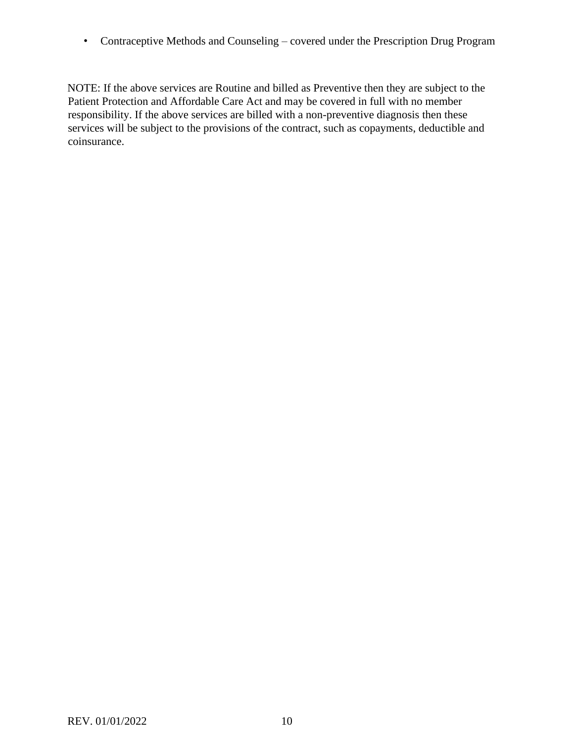- Contraceptive Methods and Counseling – covered under the Prescription Drug Program

NOTE: If the above services are Routine and billed as Preventive then they are subject to the Patient Protection and Affordable Care Act and may be covered in full with no member responsibility. If the above services are billed with a non-preventive diagnosis then these services will be subject to the provisions of the contract, such as copayments, deductible and coinsurance.